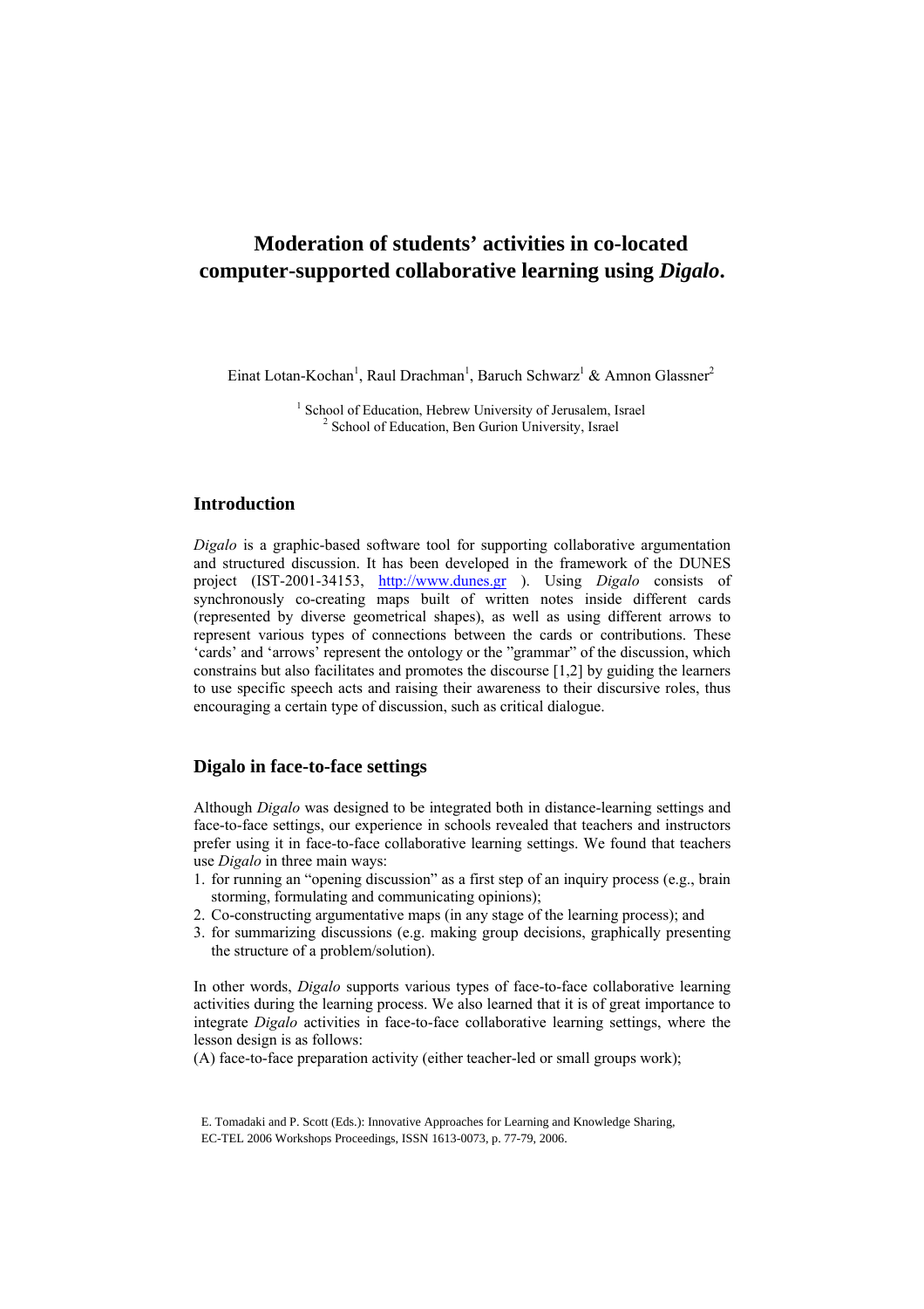# Moderation of students' activities in co-located computer-supported collaborative learning using *Digalo*.

Einat Lotan-Kochan[1], Raul Drachman[1], Baruch Schwarz[1] & Amnon Glassner[2]

[1] School of Education, Hebrew University of Jerusalem, Israel
[2] School of Education, Ben Gurion University, Israel

## Introduction

*Digalo* is a graphic-based software tool for supporting collaborative argumentation and structured discussion. It has been developed in the framework of the DUNES project (IST-2001-34153, http://www.dunes.gr ). Using *Digalo* consists of synchronously co-creating maps built of written notes inside different cards (represented by diverse geometrical shapes), as well as using different arrows to represent various types of connections between the cards or contributions. These 'cards' and 'arrows' represent the ontology or the "grammar" of the discussion, which constrains but also facilitates and promotes the discourse [1,2] by guiding the learners to use specific speech acts and raising their awareness to their discursive roles, thus encouraging a certain type of discussion, such as critical dialogue.

## Digalo in face-to-face settings

Although *Digalo* was designed to be integrated both in distance-learning settings and face-to-face settings, our experience in schools revealed that teachers and instructors prefer using it in face-to-face collaborative learning settings. We found that teachers use *Digalo* in three main ways:

1. for running an "opening discussion" as a first step of an inquiry process (e.g., brain storming, formulating and communicating opinions);
2. Co-constructing argumentative maps (in any stage of the learning process); and
3. for summarizing discussions (e.g. making group decisions, graphically presenting the structure of a problem/solution).

In other words, *Digalo* supports various types of face-to-face collaborative learning activities during the learning process. We also learned that it is of great importance to integrate *Digalo* activities in face-to-face collaborative learning settings, where the lesson design is as follows:

(A) face-to-face preparation activity (either teacher-led or small groups work);

E. Tomadaki and P. Scott (Eds.): Innovative Approaches for Learning and Knowledge Sharing, EC-TEL 2006 Workshops Proceedings, ISSN 1613-0073, p. 77-79, 2006.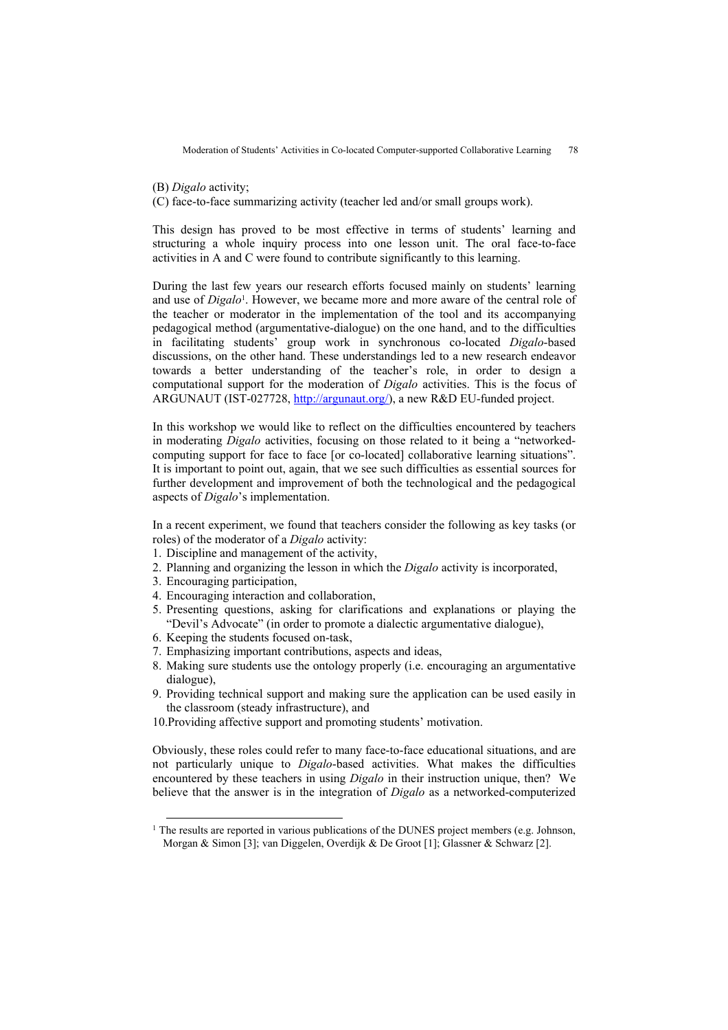(B) *Digalo* activity;
(C) face-to-face summarizing activity (teacher led and/or small groups work).

This design has proved to be most effective in terms of students' learning and structuring a whole inquiry process into one lesson unit. The oral face-to-face activities in A and C were found to contribute significantly to this learning.

During the last few years our research efforts focused mainly on students' learning and use of *Digalo*[1]. However, we became more and more aware of the central role of the teacher or moderator in the implementation of the tool and its accompanying pedagogical method (argumentative-dialogue) on the one hand, and to the difficulties in facilitating students' group work in synchronous co-located *Digalo*-based discussions, on the other hand. These understandings led to a new research endeavor towards a better understanding of the teacher's role, in order to design a computational support for the moderation of *Digalo* activities. This is the focus of ARGUNAUT (IST-027728, http://argunaut.org/), a new R&D EU-funded project.

In this workshop we would like to reflect on the difficulties encountered by teachers in moderating *Digalo* activities, focusing on those related to it being a "networked-computing support for face to face [or co-located] collaborative learning situations". It is important to point out, again, that we see such difficulties as essential sources for further development and improvement of both the technological and the pedagogical aspects of *Digalo*'s implementation.

In a recent experiment, we found that teachers consider the following as key tasks (or roles) of the moderator of a *Digalo* activity:

1. Discipline and management of the activity,
2. Planning and organizing the lesson in which the *Digalo* activity is incorporated,
3. Encouraging participation,
4. Encouraging interaction and collaboration,
5. Presenting questions, asking for clarifications and explanations or playing the "Devil's Advocate" (in order to promote a dialectic argumentative dialogue),
6. Keeping the students focused on-task,
7. Emphasizing important contributions, aspects and ideas,
8. Making sure students use the ontology properly (i.e. encouraging an argumentative dialogue),
9. Providing technical support and making sure the application can be used easily in the classroom (steady infrastructure), and
10. Providing affective support and promoting students' motivation.

Obviously, these roles could refer to many face-to-face educational situations, and are not particularly unique to *Digalo*-based activities. What makes the difficulties encountered by these teachers in using *Digalo* in their instruction unique, then? We believe that the answer is in the integration of *Digalo* as a networked-computerized

[1] The results are reported in various publications of the DUNES project members (e.g. Johnson, Morgan & Simon [3]; van Diggelen, Overdijk & De Groot [1]; Glassner & Schwarz [2].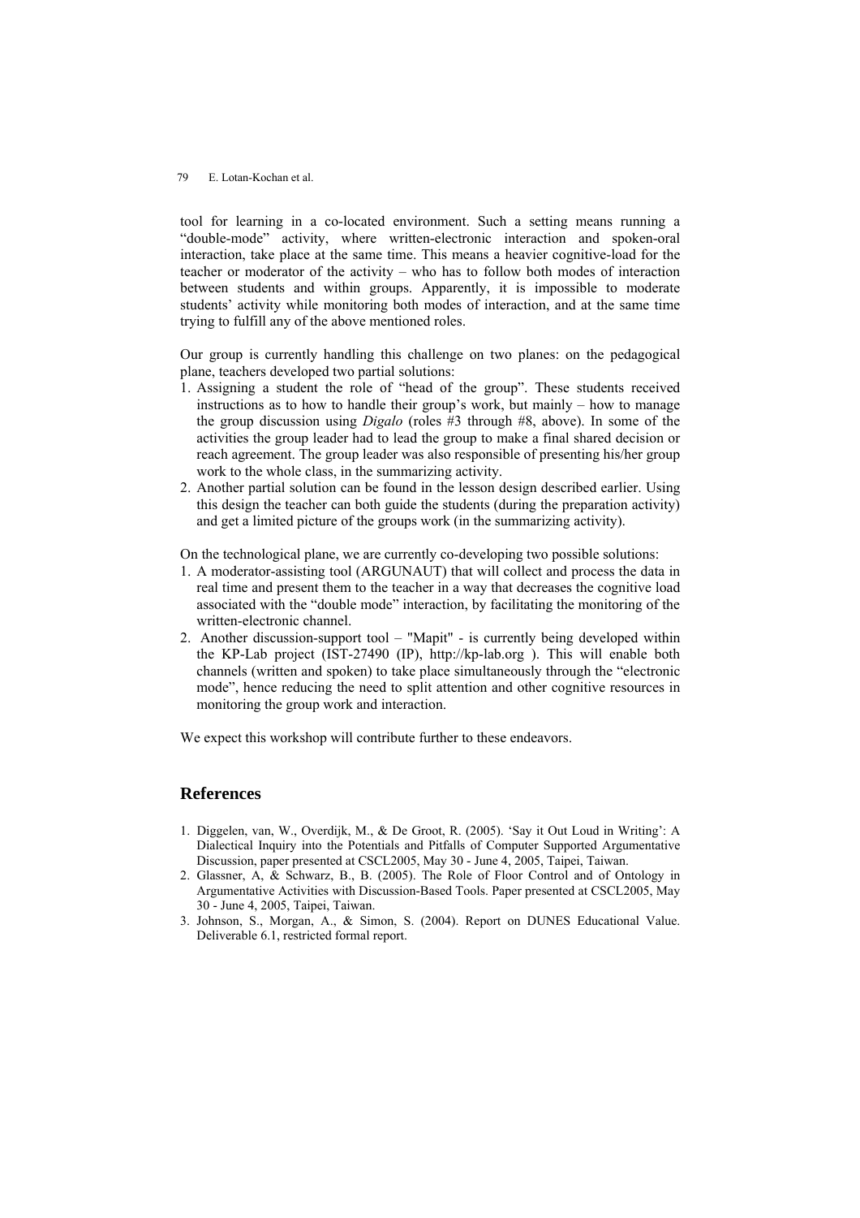tool for learning in a co-located environment. Such a setting means running a "double-mode" activity, where written-electronic interaction and spoken-oral interaction, take place at the same time. This means a heavier cognitive-load for the teacher or moderator of the activity – who has to follow both modes of interaction between students and within groups. Apparently, it is impossible to moderate students' activity while monitoring both modes of interaction, and at the same time trying to fulfill any of the above mentioned roles.

Our group is currently handling this challenge on two planes: on the pedagogical plane, teachers developed two partial solutions:

1. Assigning a student the role of "head of the group". These students received instructions as to how to handle their group's work, but mainly – how to manage the group discussion using *Digalo* (roles #3 through #8, above). In some of the activities the group leader had to lead the group to make a final shared decision or reach agreement. The group leader was also responsible of presenting his/her group work to the whole class, in the summarizing activity.
2. Another partial solution can be found in the lesson design described earlier. Using this design the teacher can both guide the students (during the preparation activity) and get a limited picture of the groups work (in the summarizing activity).

On the technological plane, we are currently co-developing two possible solutions:

1. A moderator-assisting tool (ARGUNAUT) that will collect and process the data in real time and present them to the teacher in a way that decreases the cognitive load associated with the "double mode" interaction, by facilitating the monitoring of the written-electronic channel.
2. Another discussion-support tool – "Mapit" - is currently being developed within the KP-Lab project (IST-27490 (IP), http://kp-lab.org ). This will enable both channels (written and spoken) to take place simultaneously through the "electronic mode", hence reducing the need to split attention and other cognitive resources in monitoring the group work and interaction.

We expect this workshop will contribute further to these endeavors.

## References

1. Diggelen, van, W., Overdijk, M., & De Groot, R. (2005). 'Say it Out Loud in Writing': A Dialectical Inquiry into the Potentials and Pitfalls of Computer Supported Argumentative Discussion, paper presented at CSCL2005, May 30 - June 4, 2005, Taipei, Taiwan.
2. Glassner, A, & Schwarz, B., B. (2005). The Role of Floor Control and of Ontology in Argumentative Activities with Discussion-Based Tools. Paper presented at CSCL2005, May 30 - June 4, 2005, Taipei, Taiwan.
3. Johnson, S., Morgan, A., & Simon, S. (2004). Report on DUNES Educational Value. Deliverable 6.1, restricted formal report.